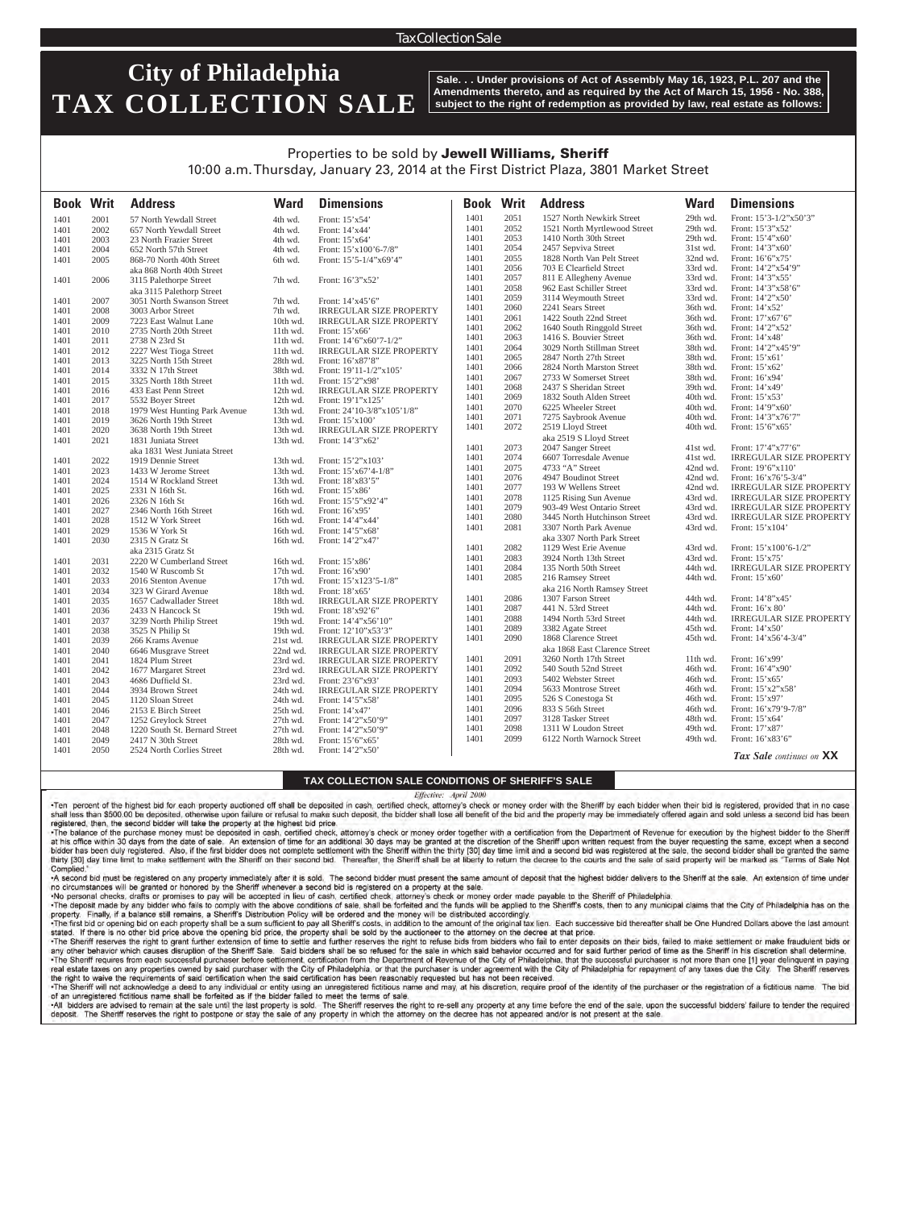Tax Collection Sale

# City of Philadelphia
# TAX COLLECTION SALE

**Sale. . . Under provisions of Act of Assembly May 16, 1923, P.L. 207 and the Amendments thereto, and as required by the Act of March 15, 1956 - No. 388, subject to the right of redemption as provided by law, real estate as follows:**

Properties to be sold by **Jewell Williams, Sheriff**
10:00 a.m. Thursday, January 23, 2014 at the First District Plaza, 3801 Market Street

| Book | Writ | Address | Ward | Dimensions |
|---|---|---|---|---|
| 1401 | 2001 | 57 North Yewdall Street | 4th wd. | Front: 15'x54' |
| 1401 | 2002 | 657 North Yewdall Street | 4th wd. | Front: 14'x44' |
| 1401 | 2003 | 23 North Frazier Street | 4th wd. | Front: 15'x64' |
| 1401 | 2004 | 652 North 57th Street | 4th wd. | Front: 15'x100'6-7/8" |
| 1401 | 2005 | 868-70 North 40th Street aka 868 North 40th Street | 6th wd. | Front: 15'5-1/4"x69'4" |
| 1401 | 2006 | 3115 Palethorpe Street aka 3115 Palethorp Street | 7th wd. | Front: 16'3"x52' |
| 1401 | 2007 | 3051 North Swanson Street | 7th wd. | Front: 14'x45'6" |
| 1401 | 2008 | 3003 Arbor Street | 7th wd. | IRREGULAR SIZE PROPERTY |
| 1401 | 2009 | 7223 East Walnut Lane | 10th wd. | IRREGULAR SIZE PROPERTY |
| 1401 | 2010 | 2735 North 20th Street | 11th wd. | Front: 15'x66' |
| 1401 | 2011 | 2738 N 23rd St | 11th wd. | Front: 14'6"x60'7-1/2" |
| 1401 | 2012 | 2227 West Tioga Street | 11th wd. | IRREGULAR SIZE PROPERTY |
| 1401 | 2013 | 3225 North 15th Street | 28th wd. | Front: 16'x87'8" |
| 1401 | 2014 | 3332 N 17th Street | 38th wd. | Front: 19'11-1/2"x105' |
| 1401 | 2015 | 3325 North 18th Street | 11th wd. | Front: 15'2"x98' |
| 1401 | 2016 | 433 East Penn Street | 12th wd. | IRREGULAR SIZE PROPERTY |
| 1401 | 2017 | 5532 Boyer Street | 12th wd. | Front: 19'1"x125' |
| 1401 | 2018 | 1979 West Hunting Park Avenue | 13th wd. | Front: 24'10-3/8"x105'1/8" |
| 1401 | 2019 | 3626 North 19th Street | 13th wd. | Front: 15'x100' |
| 1401 | 2020 | 3638 North 19th Street | 13th wd. | IRREGULAR SIZE PROPERTY |
| 1401 | 2021 | 1831 Juniata Street aka 1831 West Juniata Street | 13th wd. | Front: 14'3"x62' |
| 1401 | 2022 | 1919 Dennie Street | 13th wd. | Front: 15'2"x103' |
| 1401 | 2023 | 1433 W Jerome Street | 13th wd. | Front: 15'x67'4-1/8" |
| 1401 | 2024 | 1514 W Rockland Street | 13th wd. | Front: 18'x83'5" |
| 1401 | 2025 | 2331 N 16th St. | 16th wd. | Front: 15'x86' |
| 1401 | 2026 | 2326 N 16th St | 16th wd. | Front: 15'5"x92'4" |
| 1401 | 2027 | 2346 North 16th Street | 16th wd. | Front: 16'x95' |
| 1401 | 2028 | 1512 W York Street | 16th wd. | Front: 14'4"x44' |
| 1401 | 2029 | 1536 W York St | 16th wd. | Front: 14'5"x68' |
| 1401 | 2030 | 2315 N Gratz St aka 2315 Gratz St | 16th wd. | Front: 14'2"x47' |
| 1401 | 2031 | 2220 W Cumberland Street | 16th wd. | Front: 15'x86' |
| 1401 | 2032 | 1540 W Ruscomb St | 17th wd. | Front: 16'x90' |
| 1401 | 2033 | 2016 Stenton Avenue | 17th wd. | Front: 15'x123'5-1/8" |
| 1401 | 2034 | 323 W Girard Avenue | 18th wd. | Front: 18'x65' |
| 1401 | 2035 | 1657 Cadwallader Street | 18th wd. | IRREGULAR SIZE PROPERTY |
| 1401 | 2036 | 2433 N Hancock St | 19th wd. | Front: 18'x92'6" |
| 1401 | 2037 | 3239 North Philip Street | 19th wd. | Front: 14'4"x56'10" |
| 1401 | 2038 | 3525 N Philip St | 19th wd. | Front: 12'10"x53'3" |
| 1401 | 2039 | 266 Krams Avenue | 21st wd. | IRREGULAR SIZE PROPERTY |
| 1401 | 2040 | 6646 Musgrave Street | 22nd wd. | IRREGULAR SIZE PROPERTY |
| 1401 | 2041 | 1824 Plum Street | 23rd wd. | IRREGULAR SIZE PROPERTY |
| 1401 | 2042 | 1677 Margaret Street | 23rd wd. | IRREGULAR SIZE PROPERTY |
| 1401 | 2043 | 4686 Duffield St. | 23rd wd. | Front: 23'6"x93' |
| 1401 | 2044 | 3934 Brown Street | 24th wd. | IRREGULAR SIZE PROPERTY |
| 1401 | 2045 | 1120 Sloan Street | 24th wd. | Front: 14'5"x58' |
| 1401 | 2046 | 2153 E Birch Street | 25th wd. | Front: 14'x47' |
| 1401 | 2047 | 1252 Greylock Street | 27th wd. | Front: 14'2"x50'9" |
| 1401 | 2048 | 1220 South St. Bernard Street | 27th wd. | Front: 14'2"x50'9" |
| 1401 | 2049 | 2417 N 30th Street | 28th wd. | Front: 15'6"x65' |
| 1401 | 2050 | 2524 North Corlies Street | 28th wd. | Front: 14'2"x50' |
| 1401 | 2051 | 1527 North Newkirk Street | 29th wd. | Front: 15'3-1/2"x50'3" |
| 1401 | 2052 | 1521 North Myrtlewood Street | 29th wd. | Front: 15'3"x52' |
| 1401 | 2053 | 1410 North 30th Street | 29th wd. | Front: 15'4"x60' |
| 1401 | 2054 | 2457 Sepviva Street | 31st wd. | Front: 14'3"x60' |
| 1401 | 2055 | 1828 North Van Pelt Street | 32nd wd. | Front: 16'6"x75' |
| 1401 | 2056 | 703 E Clearfield Street | 33rd wd. | Front: 14'2"x54'9" |
| 1401 | 2057 | 811 E Allegheny Avenue | 33rd wd. | Front: 14'3"x55' |
| 1401 | 2058 | 962 East Schiller Street | 33rd wd. | Front: 14'3"x58'6" |
| 1401 | 2059 | 3114 Weymouth Street | 33rd wd. | Front: 14'2"x50' |
| 1401 | 2060 | 2241 Sears Street | 36th wd. | Front: 14'x52' |
| 1401 | 2061 | 1422 South 22nd Street | 36th wd. | Front: 17'x67'6" |
| 1401 | 2062 | 1640 South Ringgold Street | 36th wd. | Front: 14'2"x52' |
| 1401 | 2063 | 1416 S. Bouvier Street | 36th wd. | Front: 14'x48' |
| 1401 | 2064 | 3029 North Stillman Street | 38th wd. | Front: 14'2"x45'9" |
| 1401 | 2065 | 2847 North 27th Street | 38th wd. | Front: 15'x61' |
| 1401 | 2066 | 2824 North Marston Street | 38th wd. | Front: 15'x62' |
| 1401 | 2067 | 2733 W Somerset Street | 38th wd. | Front: 16'x94' |
| 1401 | 2068 | 2437 S Sheridan Street | 39th wd. | Front: 14'x49' |
| 1401 | 2069 | 1832 South Alden Street | 40th wd. | Front: 15'x53' |
| 1401 | 2070 | 6225 Wheeler Street | 40th wd. | Front: 14'9"x60' |
| 1401 | 2071 | 7275 Saybrook Avenue | 40th wd. | Front: 14'3"x76'7" |
| 1401 | 2072 | 2519 Lloyd Street aka 2519 S Lloyd Street | 40th wd. | Front: 15'6"x65' |
| 1401 | 2073 | 2047 Sanger Street | 41st wd. | Front: 17'4"x77'6" |
| 1401 | 2074 | 6607 Torresdale Avenue | 41st wd. | IRREGULAR SIZE PROPERTY |
| 1401 | 2075 | 4733 "A" Street | 42nd wd. | Front: 19'6"x110' |
| 1401 | 2076 | 4947 Boudinot Street | 42nd wd. | Front: 16'x76'5-3/4" |
| 1401 | 2077 | 193 W Wellens Street | 42nd wd. | IRREGULAR SIZE PROPERTY |
| 1401 | 2078 | 1125 Rising Sun Avenue | 43rd wd. | IRREGULAR SIZE PROPERTY |
| 1401 | 2079 | 903-49 West Ontario Street | 43rd wd. | IRREGULAR SIZE PROPERTY |
| 1401 | 2080 | 3445 North Hutchinson Street | 43rd wd. | IRREGULAR SIZE PROPERTY |
| 1401 | 2081 | 3307 North Park Avenue aka 3307 North Park Street | 43rd wd. | Front: 15'x104' |
| 1401 | 2082 | 1129 West Erie Avenue | 43rd wd. | Front: 15'x100'6-1/2" |
| 1401 | 2083 | 3924 North 13th Street | 43rd wd. | Front: 15'x75' |
| 1401 | 2084 | 135 North 50th Street | 44th wd. | IRREGULAR SIZE PROPERTY |
| 1401 | 2085 | 216 Ramsey Street aka 216 North Ramsey Street | 44th wd. | Front: 15'x60' |
| 1401 | 2086 | 1307 Farson Street | 44th wd. | Front: 14'8"x45' |
| 1401 | 2087 | 441 N. 53rd Street | 44th wd. | Front: 16'x 80' |
| 1401 | 2088 | 1494 North 53rd Street | 44th wd. | IRREGULAR SIZE PROPERTY |
| 1401 | 2089 | 3382 Agate Street | 45th wd. | Front: 14'x50' |
| 1401 | 2090 | 1868 Clarence Street aka 1868 East Clarence Street | 45th wd. | Front: 14'x56'4-3/4" |
| 1401 | 2091 | 3260 North 17th Street | 11th wd. | Front: 16'x99' |
| 1401 | 2092 | 540 South 52nd Street | 46th wd. | Front: 16'4"x90' |
| 1401 | 2093 | 5402 Webster Street | 46th wd. | Front: 15'x65' |
| 1401 | 2094 | 5633 Montrose Street | 46th wd. | Front: 15'x2"x58' |
| 1401 | 2095 | 526 S Conestoga St | 46th wd. | Front: 15'x97' |
| 1401 | 2096 | 833 S 56th Street | 46th wd. | Front: 16'x79'9-7/8" |
| 1401 | 2097 | 3128 Tasker Street | 48th wd. | Front: 15'x64' |
| 1401 | 2098 | 1311 W Loudon Street | 49th wd. | Front: 17'x87' |
| 1401 | 2099 | 6122 North Warnock Street | 49th wd. | Front: 16'x83'6" |

*Tax Sale continues on* **XX**

## TAX COLLECTION SALE CONDITIONS OF SHERIFF'S SALE

*Effective: April 2000*

•Ten percent of the highest bid for each property auctioned off shall be deposited in cash, certified check, attorney's check or money order with the Sheriff by each bidder when their bid is registered, provided that in no case shall less than $500.00 be deposited, otherwise upon failure or refusal to make such deposit, the bidder shall lose all benefit of the bid and the property may be immediately offered again and sold unless a second bid has been registered, then, the second bidder will take the property at the highest bid price.

•The balance of the purchase money must be deposited in cash, certified check, attorney's check or money order together with a certification from the Department of Revenue for execution by the highest bidder to the Sheriff at his office within 30 days from the date of sale. An extension of time for an additional 30 days may be granted at the discretion of the Sheriff upon written request from the buyer requesting the same, except when a second bidder has been duly registered. Also, if the first bidder does not complete settlement with the Sheriff within the thirty [30] day time limit and a second bid was registered at the sale, the second bidder shall be granted the same thirty [30] day time limit to make settlement with the Sheriff on their second bid. Thereafter, the Sheriff shall be at liberty to return the decree to the courts and the sale of said property will be marked as "Terms of Sale Not Complied."

•A second bid must be registered on any property immediately after it is sold. The second bidder must present the same amount of deposit that the highest bidder delivers to the Sheriff at the sale. An extension of time under no circumstances will be granted or honored by the Sheriff whenever a second bid is registered on a property at the sale.

•No personal checks, drafts or promises to pay will be accepted in lieu of cash, certified check, attorney's check or money order made payable to the Sheriff of Philadelphia.

•The deposit made by any bidder who fails to comply with the above conditions of sale, shall be forfeited and the funds will be applied to the Sheriff's costs, then to any municipal claims that the City of Philadelphia has on the property. Finally, if a balance still remains, a Sheriff's Distribution Policy will be ordered and the money will be distributed accordingly.

•The first bid or opening bid on each property shall be a sum sufficient to pay all Sheriff's costs, in addition to the amount of the original tax lien. Each successive bid thereafter shall be One Hundred Dollars above the last amount stated. If there is no other bid price above the opening bid price, the property shall be sold by the auctioneer to the attorney on the decree at that price.

•The Sheriff reserves the right to grant further extension of time to settle and further reserves the right to refuse bids from bidders who fail to enter deposits on their bids, failed to make settlement or make fraudulent bids or any other behavior which causes disruption of the Sheriff Sale. Said bidders shall be so refused for the sale in which said behavior occurred and for said further period of time as the Sheriff in his discretion shall determine.

•The Sheriff requires from each successful purchaser before settlement, certification from the Department of Revenue of the City of Philadelphia, that the successful purchaser is not more than one [1] year delinquent in paying real estate taxes on any properties owned by said purchaser with the City of Philadelphia, or that the purchaser is under agreement with the City of Philadelphia for repayment of any taxes due the City. The Sheriff reserves the right to waive the requirements of said certification when the said certification has been reasonably requested but has not been received.

•The Sheriff will not acknowledge a deed to any individual or entity using an unregistered fictitious name and may, at his discretion, require proof of the identity of the purchaser or the registration of a fictitious name. The bid of an unregistered fictitious name shall be forfeited as if the bidder failed to meet the terms of sale.

•All bidders are advised to remain at the sale until the last property is sold. The Sheriff reserves the right to re-sell any property at any time before the end of the sale, upon the successful bidders' failure to tender the required deposit. The Sheriff reserves the right to postpone or stay the sale of any property in which the attorney on the decree has not appeared and/or is not present at the sale.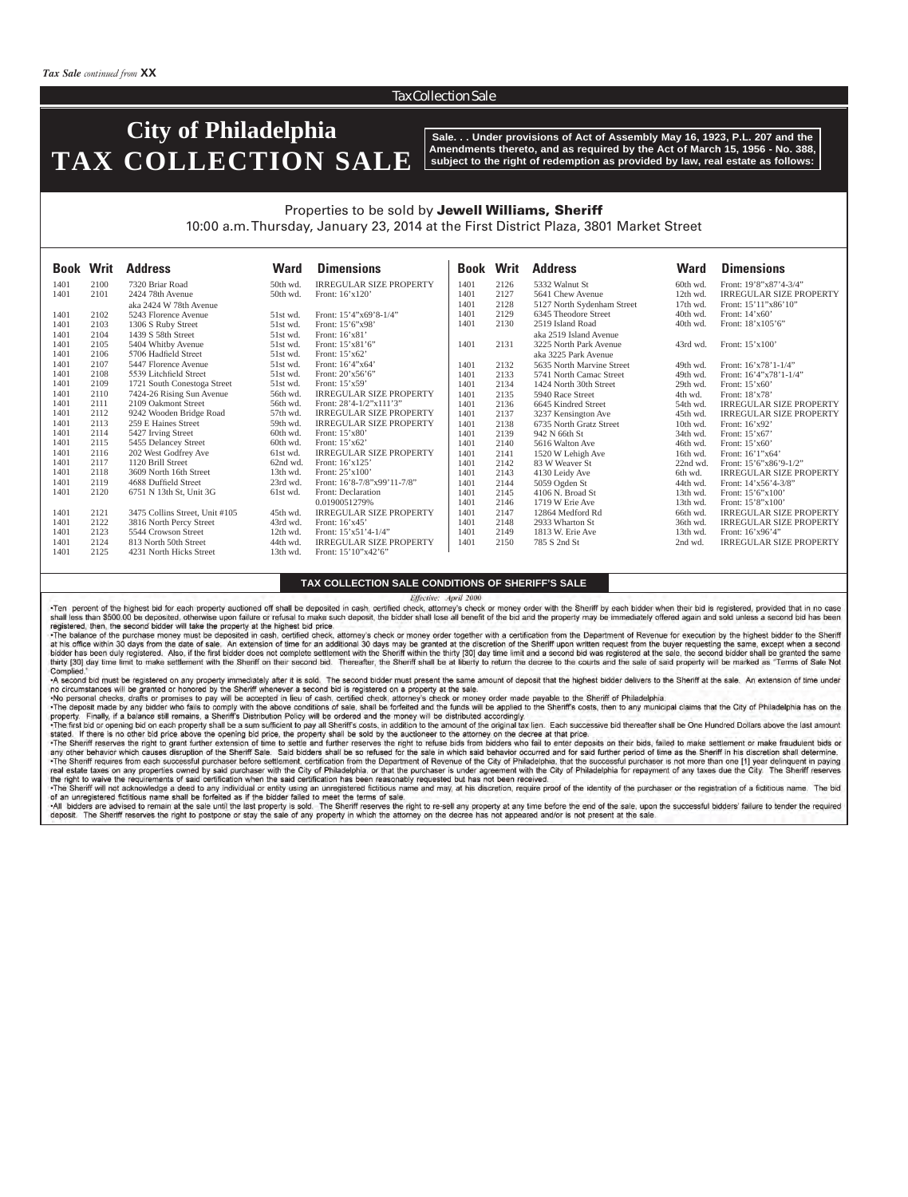*Tax Sale continued from* **XX**

Tax Collection Sale

# City of Philadelphia TAX COLLECTION SALE

**Sale. . . Under provisions of Act of Assembly May 16, 1923, P.L. 207 and the Amendments thereto, and as required by the Act of March 15, 1956 - No. 388, subject to the right of redemption as provided by law, real estate as follows:**

Properties to be sold by **Jewell Williams, Sheriff**
10:00 a.m. Thursday, January 23, 2014 at the First District Plaza, 3801 Market Street

| Book | Writ | Address | Ward | Dimensions |
|---|---|---|---|---|
| 1401 | 2100 | 7320 Briar Road | 50th wd. | IRREGULAR SIZE PROPERTY |
| 1401 | 2101 | 2424 78th Avenue aka 2424 W 78th Avenue | 50th wd. | Front: 16'x120' |
| 1401 | 2102 | 5243 Florence Avenue | 51st wd. | Front: 15'4"x69'8-1/4" |
| 1401 | 2103 | 1306 S Ruby Street | 51st wd. | Front: 15'6"x98' |
| 1401 | 2104 | 1439 S 58th Street | 51st wd. | Front: 16'x81' |
| 1401 | 2105 | 5404 Whitby Avenue | 51st wd. | Front: 15'x81'6" |
| 1401 | 2106 | 5706 Hadfield Street | 51st wd. | Front: 15'x62' |
| 1401 | 2107 | 5447 Florence Avenue | 51st wd. | Front: 16'4"x64' |
| 1401 | 2108 | 5539 Litchfield Street | 51st wd. | Front: 20'x56'6" |
| 1401 | 2109 | 1721 South Conestoga Street | 51st wd. | Front: 15'x59' |
| 1401 | 2110 | 7424-26 Rising Sun Avenue | 56th wd. | IRREGULAR SIZE PROPERTY |
| 1401 | 2111 | 2109 Oakmont Street | 56th wd. | Front: 28'4-1/2"x111'3" |
| 1401 | 2112 | 9242 Wooden Bridge Road | 57th wd. | IRREGULAR SIZE PROPERTY |
| 1401 | 2113 | 259 E Haines Street | 59th wd. | IRREGULAR SIZE PROPERTY |
| 1401 | 2114 | 5427 Irving Street | 60th wd. | Front: 15'x80' |
| 1401 | 2115 | 5455 Delancey Street | 60th wd. | Front: 15'x62' |
| 1401 | 2116 | 202 West Godfrey Ave | 61st wd. | IRREGULAR SIZE PROPERTY |
| 1401 | 2117 | 1120 Brill Street | 62nd wd. | Front: 16'x125' |
| 1401 | 2118 | 3609 North 16th Street | 13th wd. | Front: 25'x100' |
| 1401 | 2119 | 4688 Duffield Street | 23rd wd. | Front: 16'8-7/8"x99'11-7/8" |
| 1401 | 2120 | 6751 N 13th St, Unit 3G | 61st wd. | Front: Declaration 0.0190051279% |
| 1401 | 2121 | 3475 Collins Street, Unit #105 | 45th wd. | IRREGULAR SIZE PROPERTY |
| 1401 | 2122 | 3816 North Percy Street | 43rd wd. | Front: 16'x45' |
| 1401 | 2123 | 5544 Crowson Street | 12th wd. | Front: 15'x51'4-1/4" |
| 1401 | 2124 | 813 North 50th Street | 44th wd. | IRREGULAR SIZE PROPERTY |
| 1401 | 2125 | 4231 North Hicks Street | 13th wd. | Front: 15'10"x42'6" |
| 1401 | 2126 | 5332 Walnut St | 60th wd. | Front: 19'8"x87'4-3/4" |
| 1401 | 2127 | 5641 Chew Avenue | 12th wd. | IRREGULAR SIZE PROPERTY |
| 1401 | 2128 | 5127 North Sydenham Street | 17th wd. | Front: 15'11"x86'10" |
| 1401 | 2129 | 6345 Theodore Street | 40th wd. | Front: 14'x60' |
| 1401 | 2130 | 2519 Island Road aka 2519 Island Avenue | 40th wd. | Front: 18'x105'6" |
| 1401 | 2131 | 3225 North Park Avenue aka 3225 Park Avenue | 43rd wd. | Front: 15'x100' |
| 1401 | 2132 | 5635 North Marvine Street | 49th wd. | Front: 16'x78'1-1/4" |
| 1401 | 2133 | 5741 North Camac Street | 49th wd. | Front: 16'4"x78'1-1/4" |
| 1401 | 2134 | 1424 North 30th Street | 29th wd. | Front: 15'x60' |
| 1401 | 2135 | 5940 Race Street | 4th wd. | Front: 18'x78' |
| 1401 | 2136 | 6645 Kindred Street | 54th wd. | IRREGULAR SIZE PROPERTY |
| 1401 | 2137 | 3237 Kensington Ave | 45th wd. | IRREGULAR SIZE PROPERTY |
| 1401 | 2138 | 6735 North Gratz Street | 10th wd. | Front: 16'x92' |
| 1401 | 2139 | 942 N 66th St | 34th wd. | Front: 15'x67' |
| 1401 | 2140 | 5616 Walton Ave | 46th wd. | Front: 15'x60' |
| 1401 | 2141 | 1520 W Lehigh Ave | 16th wd. | Front: 16'1"x64' |
| 1401 | 2142 | 83 W Weaver St | 22nd wd. | Front: 15'6"x86'9-1/2" |
| 1401 | 2143 | 4130 Leidy Ave | 6th wd. | IRREGULAR SIZE PROPERTY |
| 1401 | 2144 | 5059 Ogden St | 44th wd. | Front: 14'x56'4-3/8" |
| 1401 | 2145 | 4106 N. Broad St | 13th wd. | Front: 15'6"x100' |
| 1401 | 2146 | 1719 W Erie Ave | 13th wd. | Front: 15'8"x100' |
| 1401 | 2147 | 12864 Medford Rd | 66th wd. | IRREGULAR SIZE PROPERTY |
| 1401 | 2148 | 2933 Wharton St | 36th wd. | IRREGULAR SIZE PROPERTY |
| 1401 | 2149 | 1813 W. Erie Ave | 13th wd. | Front: 16'x96'4" |
| 1401 | 2150 | 785 S 2nd St | 2nd wd. | IRREGULAR SIZE PROPERTY |

## TAX COLLECTION SALE CONDITIONS OF SHERIFF'S SALE

*Effective: April 2000*

•Ten percent of the highest bid for each property auctioned off shall be deposited in cash, certified check, attorney's check or money order with the Sheriff by each bidder when their bid is registered, provided that in no case shall less than $500.00 be deposited, otherwise upon failure or refusal to make such deposit, the bidder shall lose all benefit of the bid and the property may be immediately offered again and sold unless a second bid has been registered, then, the second bidder will take the property at the highest bid price.

•The balance of the purchase money must be deposited in cash, certified check, attorney's check or money order together with a certification from the Department of Revenue for execution by the highest bidder to the Sheriff at his office within 30 days from the date of sale. An extension of time for an additional 30 days may be granted at the discretion of the Sheriff upon written request from the buyer requesting the same, except when a second bidder has been duly registered. Also, if the first bidder does not complete settlement with the Sheriff within the thirty [30] day time limit and a second bid was registered at the sale, the second bidder shall be granted the same thirty [30] day time limit to make settlement with the Sheriff on their second bid. Thereafter, the Sheriff shall be at liberty to return the decree to the courts and the sale of said property will be marked as "Terms of Sale Not Complied."

•A second bid must be registered on any property immediately after it is sold. The second bidder must present the same amount of deposit that the highest bidder delivers to the Sheriff at the sale. An extension of time under no circumstances will be granted or honored by the Sheriff whenever a second bid is registered on a property at the sale.

•No personal checks, drafts or promises to pay will be accepted in lieu of cash, certified check, attorney's check or money order made payable to the Sheriff of Philadelphia.

•The deposit made by any bidder who fails to comply with the above conditions of sale, shall be forfeited and the funds will be applied to the Sheriff's costs, then to any municipal claims that the City of Philadelphia has on the property. Finally, if a balance still remains, a Sheriff's Distribution Policy will be ordered and the money will be distributed accordingly.

•The first bid or opening bid on each property shall be a sum sufficient to pay all Sheriff's costs, in addition to the amount of the original tax lien. Each successive bid thereafter shall be One Hundred Dollars above the last amount stated. If there is no other bid price above the opening bid price, the property shall be sold by the auctioneer to the attorney on the decree at that price.

•The Sheriff reserves the right to grant further extension of time to settle and further reserves the right to refuse bids from bidders who fail to enter deposits on their bids, failed to make settlement or make fraudulent bids or any other behavior which causes disruption of the Sheriff Sale. Said bidders shall be so refused for the sale in which said behavior occurred and for said further period of time as the Sheriff in his discretion shall determine.

•The Sheriff requires from each successful purchaser before settlement, certification from the Department of Revenue of the City of Philadelphia, that the successful purchaser is not more than one [1] year delinquent in paying real estate taxes on any properties owned by said purchaser with the City of Philadelphia, or that the purchaser is under agreement with the City of Philadelphia for repayment of any taxes due the City. The Sheriff reserves the right to waive the requirements of said certification when the said certification has been reasonably requested but has not been received.

•The Sheriff will not acknowledge a deed to any individual or entity using an unregistered fictitious name and may, at his discretion, require proof of the identity of the purchaser or the registration of a fictitious name. The bid of an unregistered fictitious name shall be forfeited as if the bidder failed to meet the terms of sale.

•All bidders are advised to remain at the sale until the last property is sold. The Sheriff reserves the right to re-sell any property at any time before the end of the sale, upon the successful bidders' failure to tender the required deposit. The Sheriff reserves the right to postpone or stay the sale of any property in which the attorney on the decree has not appeared and/or is not present at the sale.